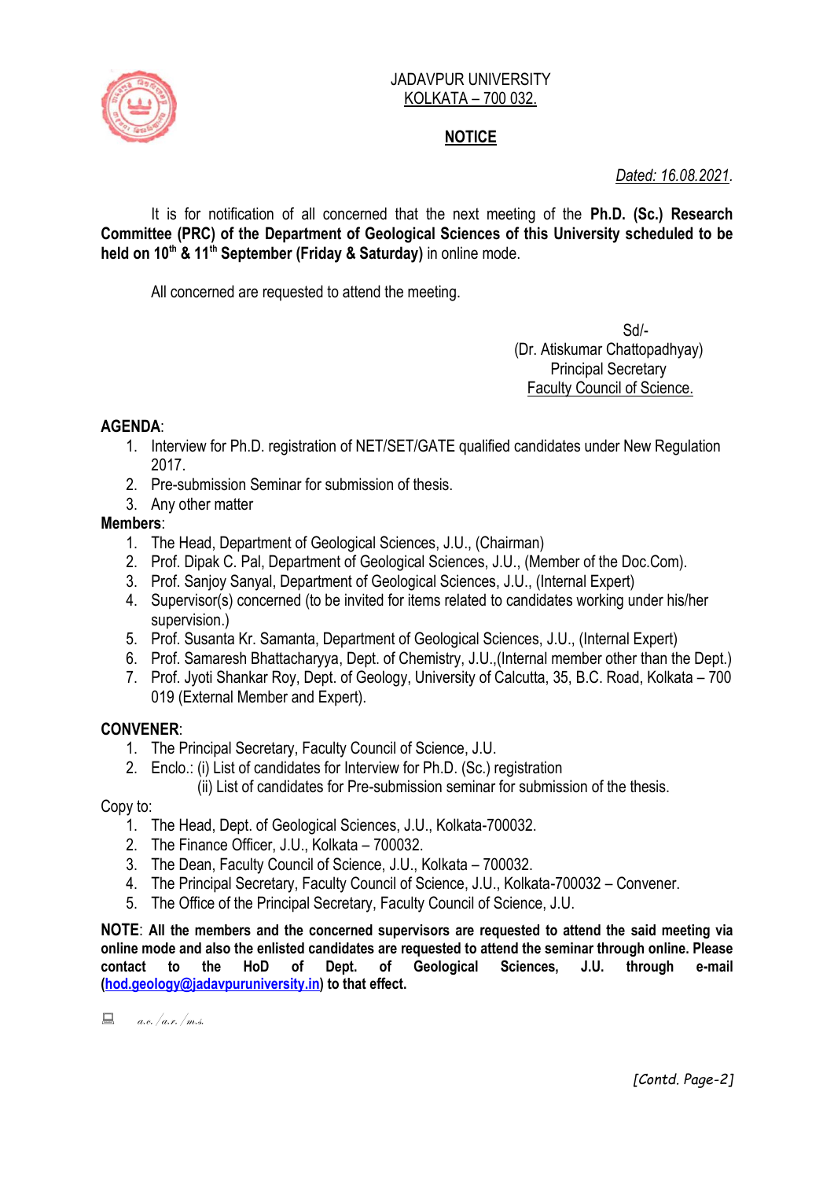JADAVPUR UNIVERSITY
KOLKATA – 700 032.

## NOTICE

*Dated: 16.08.2021.*

It is for notification of all concerned that the next meeting of the **Ph.D. (Sc.) Research Committee (PRC) of the Department of Geological Sciences of this University scheduled to be held on 10th & 11th September (Friday & Saturday)** in online mode.

All concerned are requested to attend the meeting.

Sd/-
(Dr. Atiskumar Chattopadhyay)
Principal Secretary
Faculty Council of Science.

**AGENDA**:

1. Interview for Ph.D. registration of NET/SET/GATE qualified candidates under New Regulation 2017.
2. Pre-submission Seminar for submission of thesis.
3. Any other matter

**Members**:

1. The Head, Department of Geological Sciences, J.U., (Chairman)
2. Prof. Dipak C. Pal, Department of Geological Sciences, J.U., (Member of the Doc.Com).
3. Prof. Sanjoy Sanyal, Department of Geological Sciences, J.U., (Internal Expert)
4. Supervisor(s) concerned (to be invited for items related to candidates working under his/her supervision.)
5. Prof. Susanta Kr. Samanta, Department of Geological Sciences, J.U., (Internal Expert)
6. Prof. Samaresh Bhattacharyya, Dept. of Chemistry, J.U.,(Internal member other than the Dept.)
7. Prof. Jyoti Shankar Roy, Dept. of Geology, University of Calcutta, 35, B.C. Road, Kolkata – 700 019 (External Member and Expert).

**CONVENER**:

1. The Principal Secretary, Faculty Council of Science, J.U.
2. Enclo.: (i) List of candidates for Interview for Ph.D. (Sc.) registration
   (ii) List of candidates for Pre-submission seminar for submission of the thesis.

Copy to:

1. The Head, Dept. of Geological Sciences, J.U., Kolkata-700032.
2. The Finance Officer, J.U., Kolkata – 700032.
3. The Dean, Faculty Council of Science, J.U., Kolkata – 700032.
4. The Principal Secretary, Faculty Council of Science, J.U., Kolkata-700032 – Convener.
5. The Office of the Principal Secretary, Faculty Council of Science, J.U.

**NOTE**: **All the members and the concerned supervisors are requested to attend the said meeting via online mode and also the enlisted candidates are requested to attend the seminar through online. Please contact to the HoD of Dept. of Geological Sciences, J.U. through e-mail (hod.geology@jadavpuruniversity.in) to that effect.**

a.c./a.r./m.s.

[Contd. Page-2]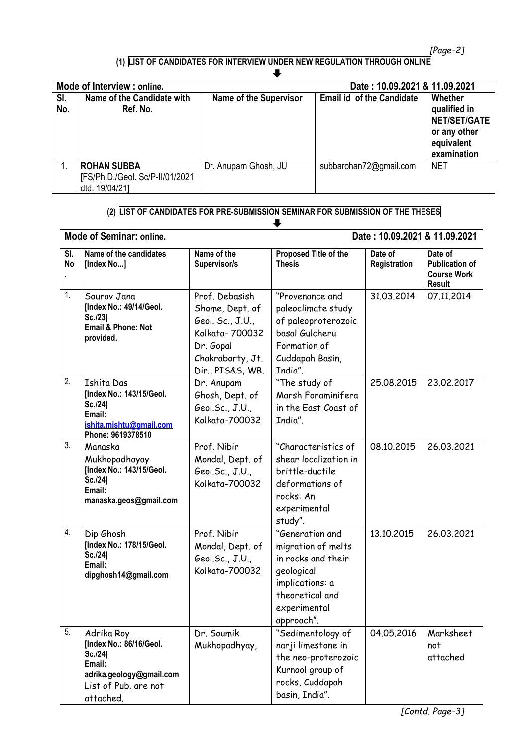**(1) LIST OF CANDIDATES FOR INTERVIEW UNDER NEW REGULATION THROUGH ONLINE**

| Mode of Interview : online. | | | Date : 10.09.2021 & 11.09.2021 | |
|---|---|---|---|---|
| **Sl. No.** | **Name of the Candidate with Ref. No.** | **Name of the Supervisor** | **Email id of the Candidate** | **Whether qualified in NET/SET/GATE or any other equivalent examination** |
| 1. | **ROHAN SUBBA** [FS/Ph.D./Geol. Sc/P-II/01/2021 dtd. 19/04/21] | Dr. Anupam Ghosh, JU | subbarohan72@gmail.com | NET |

**(2) LIST OF CANDIDATES FOR PRE-SUBMISSION SEMINAR FOR SUBMISSION OF THE THESES**

| Mode of Seminar: online. | | | | Date : 10.09.2021 & 11.09.2021 | |
|---|---|---|---|---|---|
| **Sl. No.** | **Name of the candidates [Index No...]** | **Name of the Supervisor/s** | **Proposed Title of the Thesis** | **Date of Registration** | **Date of Publication of Course Work Result** |
| 1. | Sourav Jana **[Index No.: 49/14/Geol. Sc./23]** **Email & Phone: Not provided.** | Prof. Debasish Shome, Dept. of Geol. Sc., J.U., Kolkata- 700032 Dr. Gopal Chakraborty, Jt. Dir., PIS&S, WB. | "Provenance and paleoclimate study of paleoproterozoic basal Gulcheru Formation of Cuddapah Basin, India". | 31.03.2014 | 07.11.2014 |
| 2. | Ishita Das **[Index No.: 143/15/Geol. Sc./24]** **Email: ishita.mishtu@gmail.com** **Phone: 9619378510** | Dr. Anupam Ghosh, Dept. of Geol.Sc., J.U., Kolkata-700032 | "The study of Marsh Foraminifera in the East Coast of India". | 25.08.2015 | 23.02.2017 |
| 3. | Manaska Mukhopadhayay **[Index No.: 143/15/Geol. Sc./24]** **Email: manaska.geos@gmail.com** | Prof. Nibir Mondal, Dept. of Geol.Sc., J.U., Kolkata-700032 | "Characteristics of shear localization in brittle-ductile deformations of rocks: An experimental study". | 08.10.2015 | 26.03.2021 |
| 4. | Dip Ghosh **[Index No.: 178/15/Geol. Sc./24]** **Email: dipghosh14@gmail.com** | Prof. Nibir Mondal, Dept. of Geol.Sc., J.U., Kolkata-700032 | "Generation and migration of melts in rocks and their geological implications: a theoretical and experimental approach". | 13.10.2015 | 26.03.2021 |
| 5. | Adrika Roy **[Index No.: 86/16/Geol. Sc./24]** **Email: adrika.geology@gmail.com** List of Pub. are not attached. | Dr. Soumik Mukhopadhyay, | "Sedimentology of narji limestone in the neo-proterozoic Kurnool group of rocks, Cuddapah basin, India". | 04.05.2016 | Marksheet not attached |

*[Contd. Page-3]*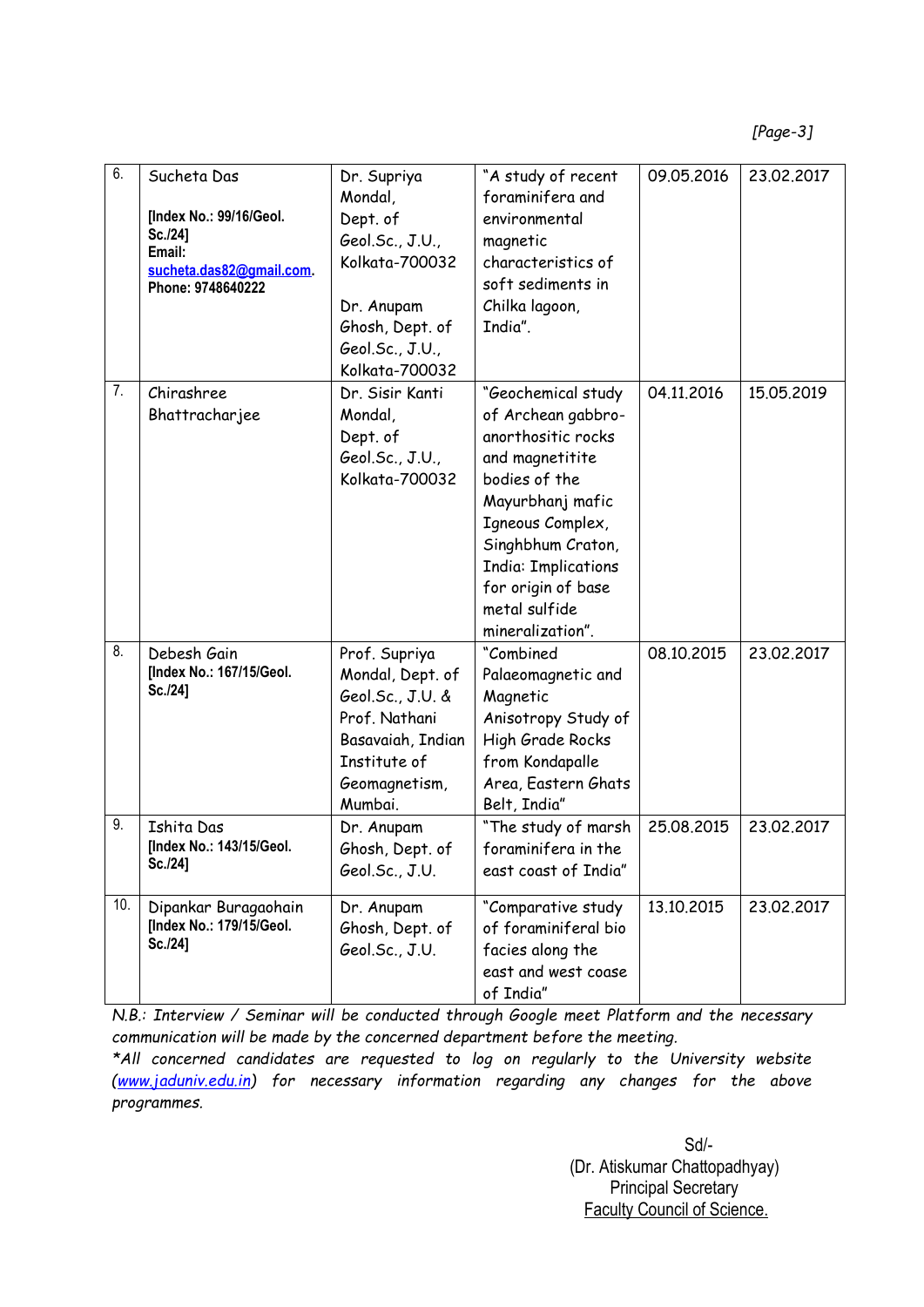| | | | | | |
|---|---|---|---|---|---|
| 6. | Sucheta Das<br><br>**[Index No.: 99/16/Geol. Sc./24]**<br>**Email: sucheta.das82@gmail.com.**<br>**Phone: 9748640222** | Dr. Supriya Mondal, Dept. of Geol.Sc., J.U., Kolkata-700032<br><br>Dr. Anupam Ghosh, Dept. of Geol.Sc., J.U., Kolkata-700032 | "A study of recent foraminifera and environmental magnetic characteristics of soft sediments in Chilka lagoon, India". | 09.05.2016 | 23.02.2017 |
| 7. | Chirashree Bhattracharjee | Dr. Sisir Kanti Mondal, Dept. of Geol.Sc., J.U., Kolkata-700032 | "Geochemical study of Archean gabbro-anorthositic rocks and magnetitite bodies of the Mayurbhanj mafic Igneous Complex, Singhbhum Craton, India: Implications for origin of base metal sulfide mineralization". | 04.11.2016 | 15.05.2019 |
| 8. | Debesh Gain<br>**[Index No.: 167/15/Geol. Sc./24]** | Prof. Supriya Mondal, Dept. of Geol.Sc., J.U. & Prof. Nathani Basavaiah, Indian Institute of Geomagnetism, Mumbai. | "Combined Palaeomagnetic and Magnetic Anisotropy Study of High Grade Rocks from Kondapalle Area, Eastern Ghats Belt, India" | 08.10.2015 | 23.02.2017 |
| 9. | Ishita Das<br>**[Index No.: 143/15/Geol. Sc./24]** | Dr. Anupam Ghosh, Dept. of Geol.Sc., J.U. | "The study of marsh foraminifera in the east coast of India" | 25.08.2015 | 23.02.2017 |
| 10. | Dipankar Buragaohain<br>**[Index No.: 179/15/Geol. Sc./24]** | Dr. Anupam Ghosh, Dept. of Geol.Sc., J.U. | "Comparative study of foraminiferal bio facies along the east and west coase of India" | 13.10.2015 | 23.02.2017 |

*N.B.: Interview / Seminar will be conducted through Google meet Platform and the necessary communication will be made by the concerned department before the meeting.*

*\*All concerned candidates are requested to log on regularly to the University website (www.jaduniv.edu.in) for necessary information regarding any changes for the above programmes.*

Sd/-
(Dr. Atiskumar Chattopadhyay)
Principal Secretary
Faculty Council of Science.